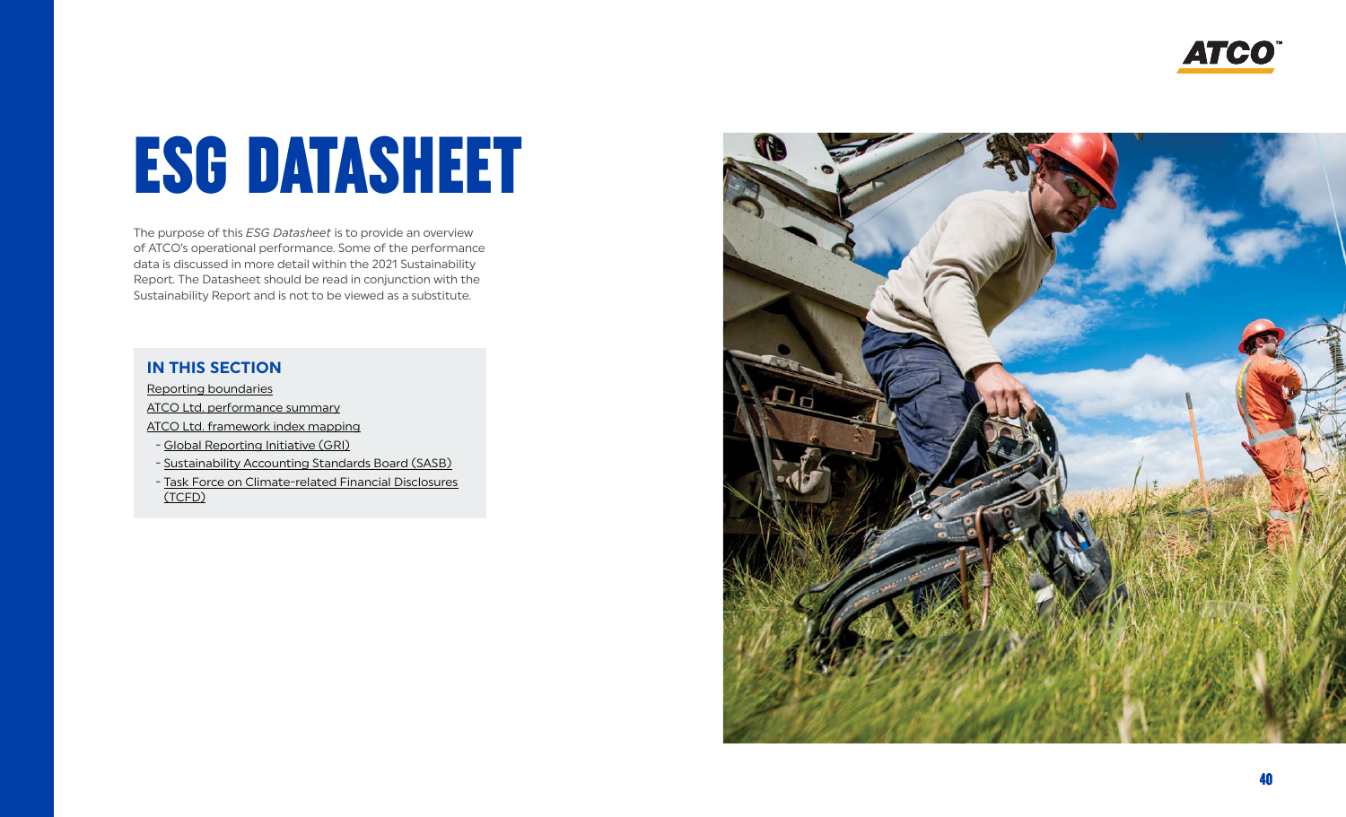# ESG DATASHEET

The purpose of this *ESG Datasheet* is to provide an overview of ATCO's operational performance. Some of the performance data is discussed in more detail within the 2021 Sustainability Report. The Datasheet should be read in conjunction with the Sustainability Report and is not to be viewed as a substitute.

## IN THIS SECTION

Reporting boundaries

ATCO Ltd. performance summary

ATCO Ltd. framework index mapping

- Global Reporting Initiative (GRI)
- Sustainability Accounting Standards Board (SASB)
- Task Force on Climate-related Financial Disclosures (TCFD)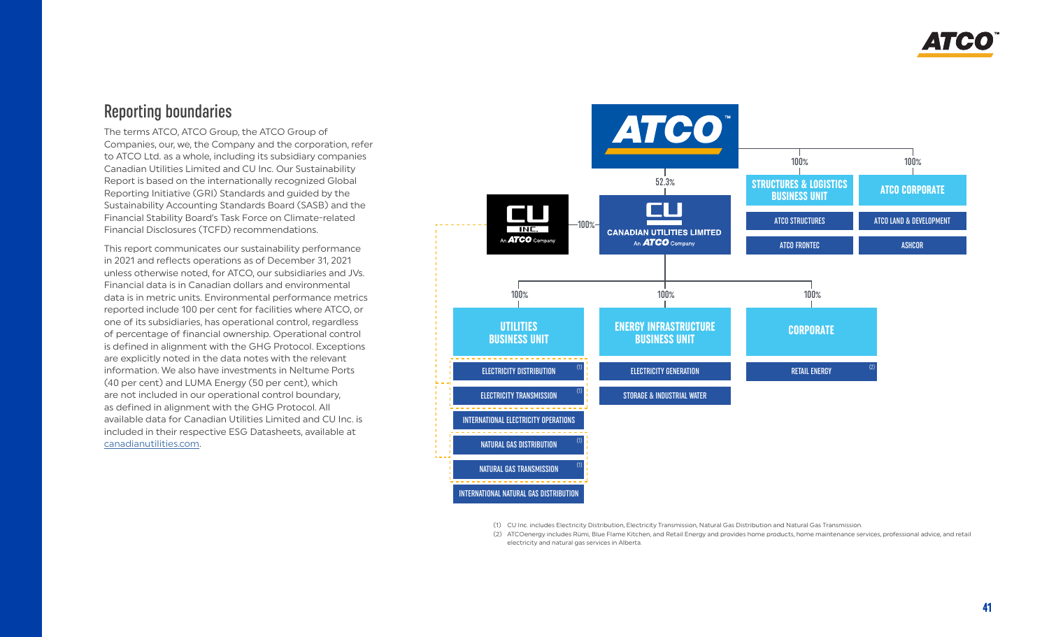## Reporting boundaries

The terms ATCO, ATCO Group, the ATCO Group of Companies, our, we, the Company and the corporation, refer to ATCO Ltd. as a whole, including its subsidiary companies Canadian Utilities Limited and CU Inc. Our Sustainability Report is based on the internationally recognized Global Reporting Initiative (GRI) Standards and guided by the Sustainability Accounting Standards Board (SASB) and the Financial Stability Board's Task Force on Climate-related Financial Disclosures (TCFD) recommendations.

This report communicates our sustainability performance in 2021 and reflects operations as of December 31, 2021 unless otherwise noted, for ATCO, our subsidiaries and JVs. Financial data is in Canadian dollars and environmental data is in metric units. Environmental performance metrics reported include 100 per cent for facilities where ATCO, or one of its subsidiaries, has operational control, regardless of percentage of financial ownership. Operational control is defined in alignment with the GHG Protocol. Exceptions are explicitly noted in the data notes with the relevant information. We also have investments in Neltume Ports (40 per cent) and LUMA Energy (50 per cent), which are not included in our operational control boundary, as defined in alignment with the GHG Protocol. All available data for Canadian Utilities Limited and CU Inc. is included in their respective ESG Datasheets, available at canadianutilities.com.

- **ATCO**
  - 52.3% — **Canadian Utilities Limited** (An ATCO Company)
    - 100% — **CU Inc.** (An ATCO Company)
    - 100% — **Utilities Business Unit**
      - Electricity Distribution (1)
      - Electricity Transmission (1)
      - International Electricity Operations
      - Natural Gas Distribution (1)
      - Natural Gas Transmission (1)
      - International Natural Gas Distribution
    - 100% — **Energy Infrastructure Business Unit**
      - Electricity Generation
      - Storage & Industrial Water
    - 100% — **Corporate**
      - Retail Energy (2)
  - 100% — **Structures & Logistics Business Unit**
    - ATCO Structures
    - ATCO Frontec
  - 100% — **ATCO Corporate**
    - ATCO Land & Development
    - ASHCOR

(1) CU Inc. includes Electricity Distribution, Electricity Transmission, Natural Gas Distribution and Natural Gas Transmission.

(2) ATCOenergy includes Rümi, Blue Flame Kitchen, and Retail Energy and provides home products, home maintenance services, professional advice, and retail electricity and natural gas services in Alberta.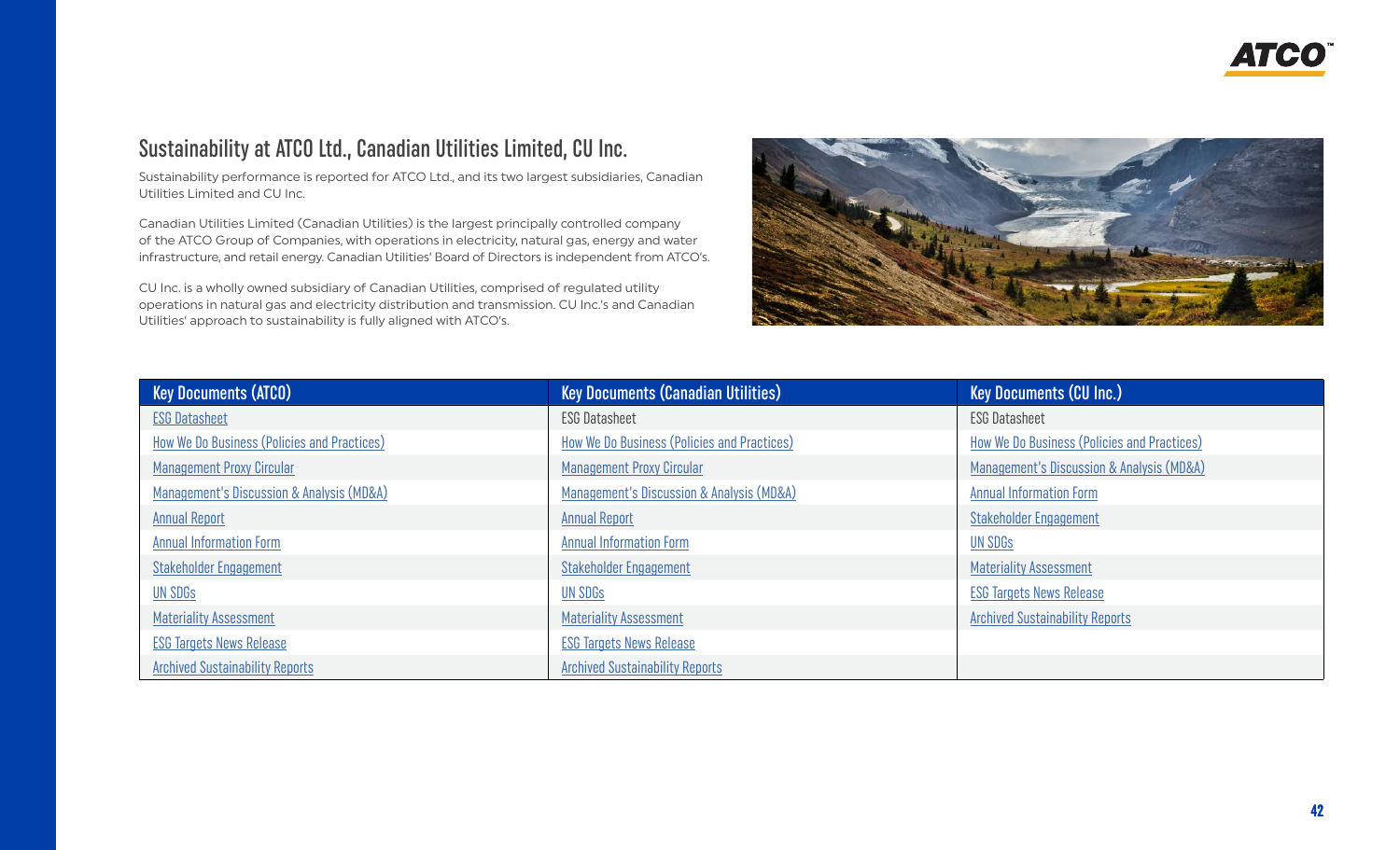## Sustainability at ATCO Ltd., Canadian Utilities Limited, CU Inc.

Sustainability performance is reported for ATCO Ltd., and its two largest subsidiaries, Canadian Utilities Limited and CU Inc.

Canadian Utilities Limited (Canadian Utilities) is the largest principally controlled company of the ATCO Group of Companies, with operations in electricity, natural gas, energy and water infrastructure, and retail energy. Canadian Utilities' Board of Directors is independent from ATCO's.

CU Inc. is a wholly owned subsidiary of Canadian Utilities, comprised of regulated utility operations in natural gas and electricity distribution and transmission. CU Inc.'s and Canadian Utilities' approach to sustainability is fully aligned with ATCO's.

| Key Documents (ATCO) | Key Documents (Canadian Utilities) | Key Documents (CU Inc.) |
|---|---|---|
| ESG Datasheet | ESG Datasheet | ESG Datasheet |
| How We Do Business (Policies and Practices) | How We Do Business (Policies and Practices) | How We Do Business (Policies and Practices) |
| Management Proxy Circular | Management Proxy Circular | Management's Discussion & Analysis (MD&A) |
| Management's Discussion & Analysis (MD&A) | Management's Discussion & Analysis (MD&A) | Annual Information Form |
| Annual Report | Annual Report | Stakeholder Engagement |
| Annual Information Form | Annual Information Form | UN SDGs |
| Stakeholder Engagement | Stakeholder Engagement | Materiality Assessment |
| UN SDGs | UN SDGs | ESG Targets News Release |
| Materiality Assessment | Materiality Assessment | Archived Sustainability Reports |
| ESG Targets News Release | ESG Targets News Release | |
| Archived Sustainability Reports | Archived Sustainability Reports | |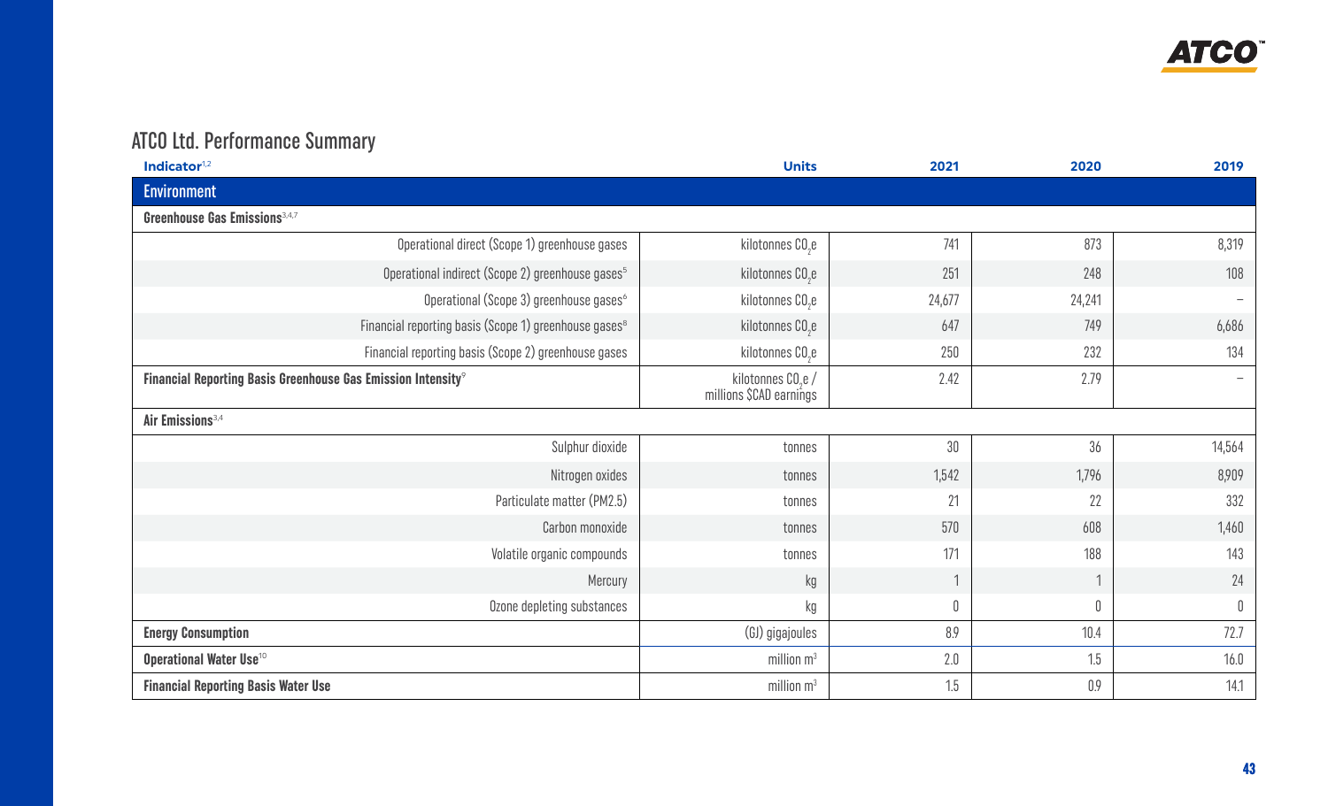## ATCO Ltd. Performance Summary

| Indicator[1,2] | Units | 2021 | 2020 | 2019 |
|---|---|---|---|---|
| **Environment** | | | | |
| **Greenhouse Gas Emissions**[3,4,7] | | | | |
| Operational direct (Scope 1) greenhouse gases | kilotonnes $CO_2e$ | 741 | 873 | 8,319 |
| Operational indirect (Scope 2) greenhouse gases[5] | kilotonnes $CO_2e$ | 251 | 248 | 108 |
| Operational (Scope 3) greenhouse gases[6] | kilotonnes $CO_2e$ | 24,677 | 24,241 | – |
| Financial reporting basis (Scope 1) greenhouse gases[8] | kilotonnes $CO_2e$ | 647 | 749 | 6,686 |
| Financial reporting basis (Scope 2) greenhouse gases | kilotonnes $CO_2e$ | 250 | 232 | 134 |
| **Financial Reporting Basis Greenhouse Gas Emission Intensity**[9] | kilotonnes $CO_2e$ / millions $CAD earnings | 2.42 | 2.79 | – |
| **Air Emissions**[3,4] | | | | |
| Sulphur dioxide | tonnes | 30 | 36 | 14,564 |
| Nitrogen oxides | tonnes | 1,542 | 1,796 | 8,909 |
| Particulate matter (PM2.5) | tonnes | 21 | 22 | 332 |
| Carbon monoxide | tonnes | 570 | 608 | 1,460 |
| Volatile organic compounds | tonnes | 171 | 188 | 143 |
| Mercury | kg | 1 | 1 | 24 |
| Ozone depleting substances | kg | 0 | 0 | 0 |
| **Energy Consumption** | (GJ) gigajoules | 8.9 | 10.4 | 72.7 |
| **Operational Water Use**[10] | million $m^3$ | 2.0 | 1.5 | 16.0 |
| **Financial Reporting Basis Water Use** | million $m^3$ | 1.5 | 0.9 | 14.1 |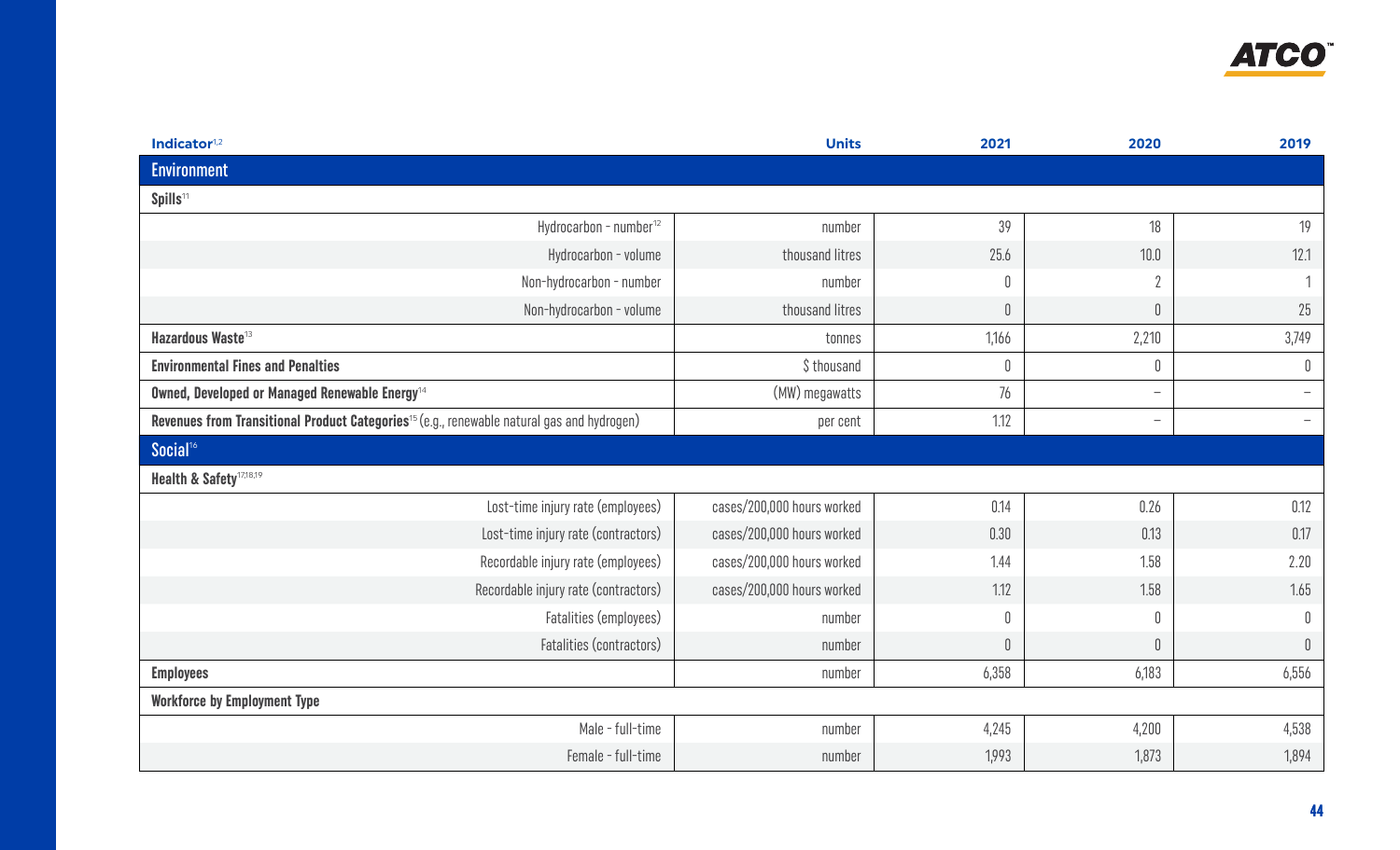| Indicator[1,2] | Units | 2021 | 2020 | 2019 |
|---|---|---|---|---|
| **Environment** | | | | |
| **Spills**[11] | | | | |
| Hydrocarbon - number[12] | number | 39 | 18 | 19 |
| Hydrocarbon - volume | thousand litres | 25.6 | 10.0 | 12.1 |
| Non-hydrocarbon - number | number | 0 | 2 | 1 |
| Non-hydrocarbon - volume | thousand litres | 0 | 0 | 25 |
| **Hazardous Waste**[13] | tonnes | 1,166 | 2,210 | 3,749 |
| **Environmental Fines and Penalties** | $ thousand | 0 | 0 | 0 |
| **Owned, Developed or Managed Renewable Energy**[14] | (MW) megawatts | 76 | – | – |
| **Revenues from Transitional Product Categories**[15] (e.g., renewable natural gas and hydrogen) | per cent | 1.12 | – | – |
| **Social**[16] | | | | |
| **Health & Safety**[17,18,19] | | | | |
| Lost-time injury rate (employees) | cases/200,000 hours worked | 0.14 | 0.26 | 0.12 |
| Lost-time injury rate (contractors) | cases/200,000 hours worked | 0.30 | 0.13 | 0.17 |
| Recordable injury rate (employees) | cases/200,000 hours worked | 1.44 | 1.58 | 2.20 |
| Recordable injury rate (contractors) | cases/200,000 hours worked | 1.12 | 1.58 | 1.65 |
| Fatalities (employees) | number | 0 | 0 | 0 |
| Fatalities (contractors) | number | 0 | 0 | 0 |
| **Employees** | number | 6,358 | 6,183 | 6,556 |
| **Workforce by Employment Type** | | | | |
| Male - full-time | number | 4,245 | 4,200 | 4,538 |
| Female - full-time | number | 1,993 | 1,873 | 1,894 |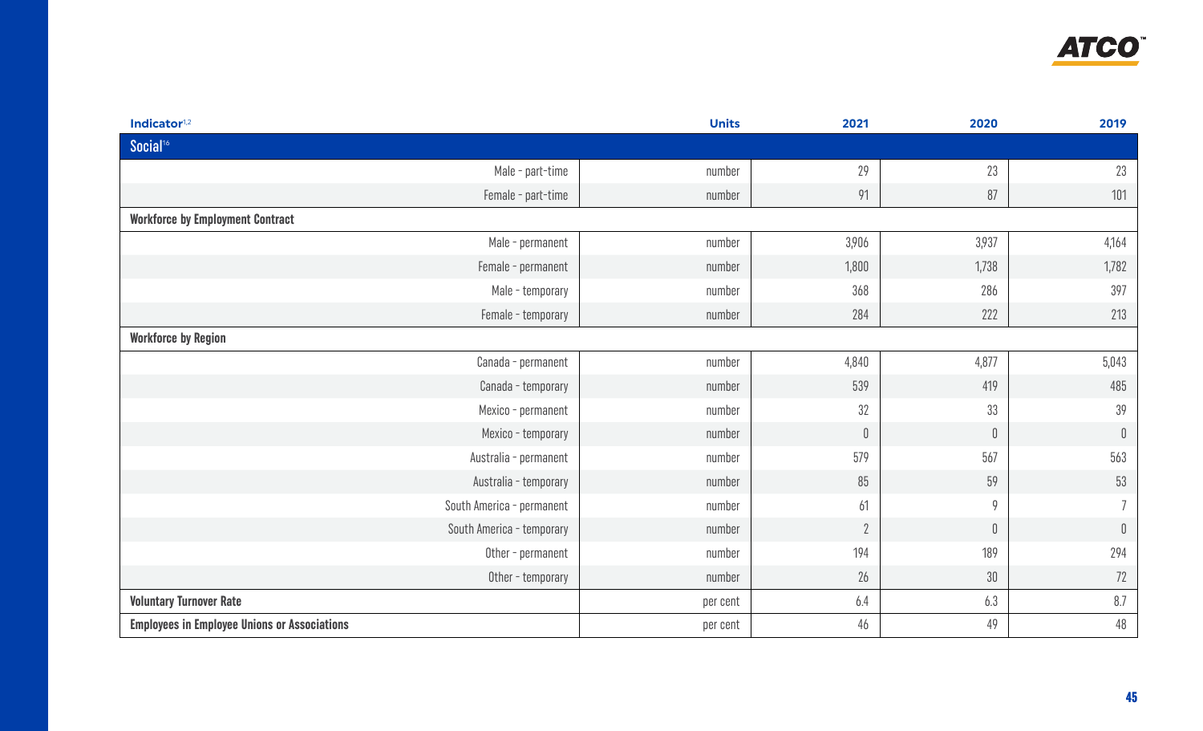| Indicator[1,2] | Units | 2021 | 2020 | 2019 |
|---|---|---|---|---|
| **Social[16]** | | | | |
| Male - part-time | number | 29 | 23 | 23 |
| Female - part-time | number | 91 | 87 | 101 |
| **Workforce by Employment Contract** | | | | |
| Male - permanent | number | 3,906 | 3,937 | 4,164 |
| Female - permanent | number | 1,800 | 1,738 | 1,782 |
| Male - temporary | number | 368 | 286 | 397 |
| Female - temporary | number | 284 | 222 | 213 |
| **Workforce by Region** | | | | |
| Canada - permanent | number | 4,840 | 4,877 | 5,043 |
| Canada - temporary | number | 539 | 419 | 485 |
| Mexico - permanent | number | 32 | 33 | 39 |
| Mexico - temporary | number | 0 | 0 | 0 |
| Australia - permanent | number | 579 | 567 | 563 |
| Australia - temporary | number | 85 | 59 | 53 |
| South America - permanent | number | 61 | 9 | 7 |
| South America - temporary | number | 2 | 0 | 0 |
| Other - permanent | number | 194 | 189 | 294 |
| Other - temporary | number | 26 | 30 | 72 |
| **Voluntary Turnover Rate** | per cent | 6.4 | 6.3 | 8.7 |
| **Employees in Employee Unions or Associations** | per cent | 46 | 49 | 48 |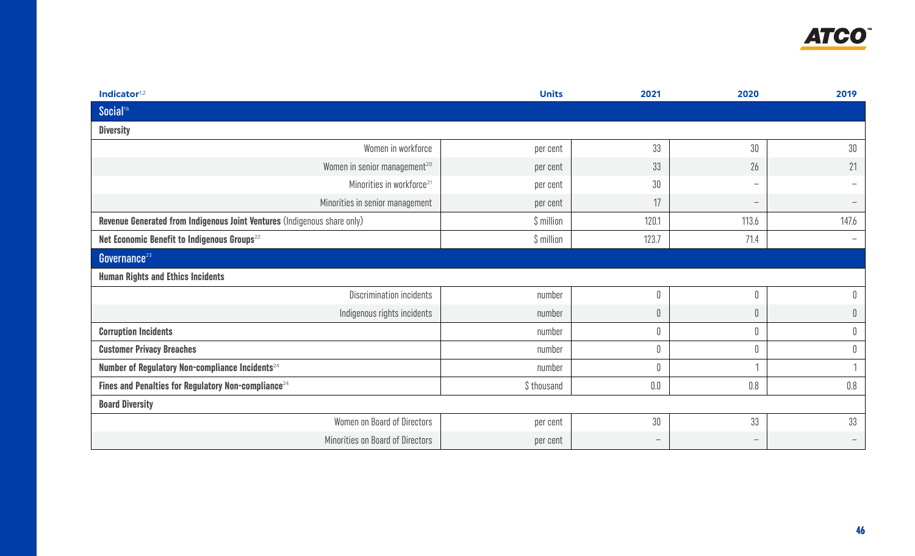| Indicator[1,2] | Units | 2021 | 2020 | 2019 |
|---|---|---|---|---|
| **Social**[16] | | | | |
| **Diversity** | | | | |
| Women in workforce | per cent | 33 | 30 | 30 |
| Women in senior management[20] | per cent | 33 | 26 | 21 |
| Minorities in workforce[21] | per cent | 30 | – | – |
| Minorities in senior management | per cent | 17 | – | – |
| **Revenue Generated from Indigenous Joint Ventures** (Indigenous share only) | $ million | 120.1 | 113.6 | 147.6 |
| **Net Economic Benefit to Indigenous Groups**[22] | $ million | 123.7 | 71.4 | – |
| **Governance**[23] | | | | |
| **Human Rights and Ethics Incidents** | | | | |
| Discrimination incidents | number | 0 | 0 | 0 |
| Indigenous rights incidents | number | 0 | 0 | 0 |
| **Corruption Incidents** | number | 0 | 0 | 0 |
| **Customer Privacy Breaches** | number | 0 | 0 | 0 |
| **Number of Regulatory Non-compliance Incidents**[24] | number | 0 | 1 | 1 |
| **Fines and Penalties for Regulatory Non-compliance**[24] | $ thousand | 0.0 | 0.8 | 0.8 |
| **Board Diversity** | | | | |
| Women on Board of Directors | per cent | 30 | 33 | 33 |
| Minorities on Board of Directors | per cent | – | – | – |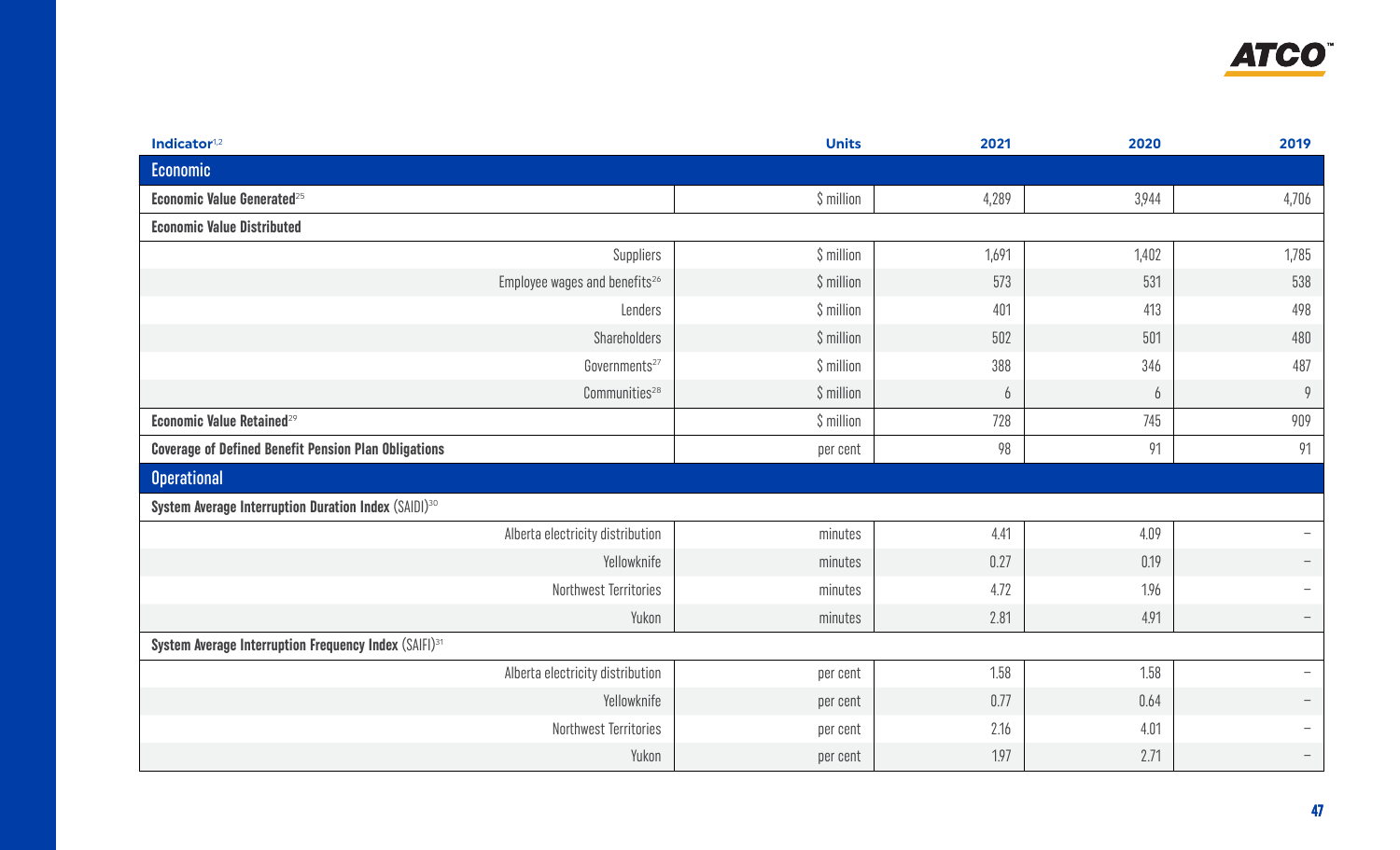| Indicator[1,2] | Units | 2021 | 2020 | 2019 |
|---|---|---|---|---|
| **Economic** | | | | |
| **Economic Value Generated**[25] | $ million | 4,289 | 3,944 | 4,706 |
| **Economic Value Distributed** | | | | |
| Suppliers | $ million | 1,691 | 1,402 | 1,785 |
| Employee wages and benefits[26] | $ million | 573 | 531 | 538 |
| Lenders | $ million | 401 | 413 | 498 |
| Shareholders | $ million | 502 | 501 | 480 |
| Governments[27] | $ million | 388 | 346 | 487 |
| Communities[28] | $ million | 6 | 6 | 9 |
| **Economic Value Retained**[29] | $ million | 728 | 745 | 909 |
| **Coverage of Defined Benefit Pension Plan Obligations** | per cent | 98 | 91 | 91 |
| **Operational** | | | | |
| **System Average Interruption Duration Index** (SAIDI)[30] | | | | |
| Alberta electricity distribution | minutes | 4.41 | 4.09 | – |
| Yellowknife | minutes | 0.27 | 0.19 | – |
| Northwest Territories | minutes | 4.72 | 1.96 | – |
| Yukon | minutes | 2.81 | 4.91 | – |
| **System Average Interruption Frequency Index** (SAIFI)[31] | | | | |
| Alberta electricity distribution | per cent | 1.58 | 1.58 | – |
| Yellowknife | per cent | 0.77 | 0.64 | – |
| Northwest Territories | per cent | 2.16 | 4.01 | – |
| Yukon | per cent | 1.97 | 2.71 | – |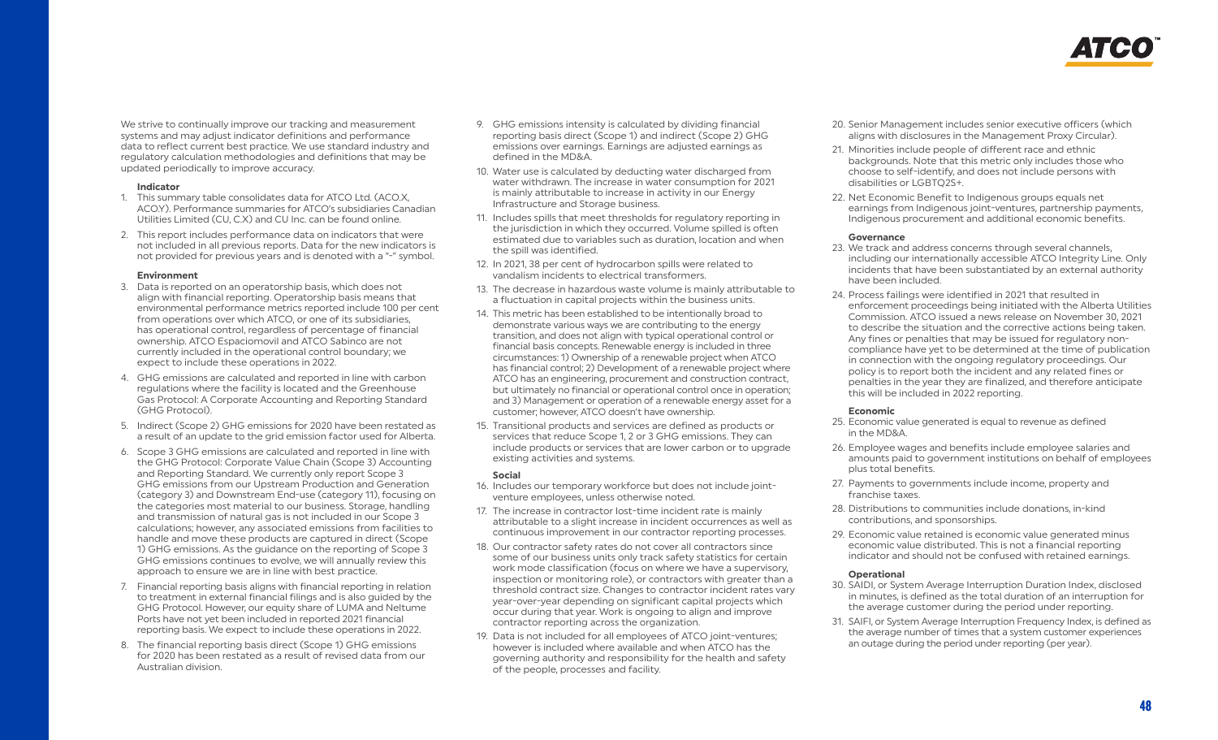We strive to continually improve our tracking and measurement systems and may adjust indicator definitions and performance data to reflect current best practice. We use standard industry and regulatory calculation methodologies and definitions that may be updated periodically to improve accuracy.

**Indicator**

1. This summary table consolidates data for ATCO Ltd. (ACO.X, ACO.Y). Performance summaries for ATCO's subsidiaries Canadian Utilities Limited (CU, C.X) and CU Inc. can be found online.
2. This report includes performance data on indicators that were not included in all previous reports. Data for the new indicators is not provided for previous years and is denoted with a "-" symbol.

**Environment**

3. Data is reported on an operatorship basis, which does not align with financial reporting. Operatorship basis means that environmental performance metrics reported include 100 per cent from operations over which ATCO, or one of its subsidiaries, has operational control, regardless of percentage of financial ownership. ATCO Espaciomovil and ATCO Sabinco are not currently included in the operational control boundary; we expect to include these operations in 2022.
4. GHG emissions are calculated and reported in line with carbon regulations where the facility is located and the Greenhouse Gas Protocol: A Corporate Accounting and Reporting Standard (GHG Protocol).
5. Indirect (Scope 2) GHG emissions for 2020 have been restated as a result of an update to the grid emission factor used for Alberta.
6. Scope 3 GHG emissions are calculated and reported in line with the GHG Protocol: Corporate Value Chain (Scope 3) Accounting and Reporting Standard. We currently only report Scope 3 GHG emissions from our Upstream Production and Generation (category 3) and Downstream End-use (category 11), focusing on the categories most material to our business. Storage, handling and transmission of natural gas is not included in our Scope 3 calculations; however, any associated emissions from facilities to handle and move these products are captured in direct (Scope 1) GHG emissions. As the guidance on the reporting of Scope 3 GHG emissions continues to evolve, we will annually review this approach to ensure we are in line with best practice.
7. Financial reporting basis aligns with financial reporting in relation to treatment in external financial filings and is also guided by the GHG Protocol. However, our equity share of LUMA and Neltume Ports have not yet been included in reported 2021 financial reporting basis. We expect to include these operations in 2022.
8. The financial reporting basis direct (Scope 1) GHG emissions for 2020 has been restated as a result of revised data from our Australian division.
9. GHG emissions intensity is calculated by dividing financial reporting basis direct (Scope 1) and indirect (Scope 2) GHG emissions over earnings. Earnings are adjusted earnings as defined in the MD&A.
10. Water use is calculated by deducting water discharged from water withdrawn. The increase in water consumption for 2021 is mainly attributable to increase in activity in our Energy Infrastructure and Storage business.
11. Includes spills that meet thresholds for regulatory reporting in the jurisdiction in which they occurred. Volume spilled is often estimated due to variables such as duration, location and when the spill was identified.
12. In 2021, 38 per cent of hydrocarbon spills were related to vandalism incidents to electrical transformers.
13. The decrease in hazardous waste volume is mainly attributable to a fluctuation in capital projects within the business units.
14. This metric has been established to be intentionally broad to demonstrate various ways we are contributing to the energy transition, and does not align with typical operational control or financial basis concepts. Renewable energy is included in three circumstances: 1) Ownership of a renewable project when ATCO has financial control; 2) Development of a renewable project where ATCO has an engineering, procurement and construction contract, but ultimately no financial or operational control once in operation; and 3) Management or operation of a renewable energy asset for a customer; however, ATCO doesn't have ownership.
15. Transitional products and services are defined as products or services that reduce Scope 1, 2 or 3 GHG emissions. They can include products or services that are lower carbon or to upgrade existing activities and systems.

**Social**

16. Includes our temporary workforce but does not include joint-venture employees, unless otherwise noted.
17. The increase in contractor lost-time incident rate is mainly attributable to a slight increase in incident occurrences as well as continuous improvement in our contractor reporting processes.
18. Our contractor safety rates do not cover all contractors since some of our business units only track safety statistics for certain work mode classification (focus on where we have a supervisory, inspection or monitoring role), or contractors with greater than a threshold contract size. Changes to contractor incident rates vary year-over-year depending on significant capital projects which occur during that year. Work is ongoing to align and improve contractor reporting across the organization.
19. Data is not included for all employees of ATCO joint-ventures; however is included where available and when ATCO has the governing authority and responsibility for the health and safety of the people, processes and facility.
20. Senior Management includes senior executive officers (which aligns with disclosures in the Management Proxy Circular).
21. Minorities include people of different race and ethnic backgrounds. Note that this metric only includes those who choose to self-identify, and does not include persons with disabilities or LGBTQ2S+.
22. Net Economic Benefit to Indigenous groups equals net earnings from Indigenous joint-ventures, partnership payments, Indigenous procurement and additional economic benefits.

**Governance**

23. We track and address concerns through several channels, including our internationally accessible ATCO Integrity Line. Only incidents that have been substantiated by an external authority have been included.
24. Process failings were identified in 2021 that resulted in enforcement proceedings being initiated with the Alberta Utilities Commission. ATCO issued a news release on November 30, 2021 to describe the situation and the corrective actions being taken. Any fines or penalties that may be issued for regulatory non-compliance have yet to be determined at the time of publication in connection with the ongoing regulatory proceedings. Our policy is to report both the incident and any related fines or penalties in the year they are finalized, and therefore anticipate this will be included in 2022 reporting.

**Economic**

25. Economic value generated is equal to revenue as defined in the MD&A.
26. Employee wages and benefits include employee salaries and amounts paid to government institutions on behalf of employees plus total benefits.
27. Payments to governments include income, property and franchise taxes.
28. Distributions to communities include donations, in-kind contributions, and sponsorships.
29. Economic value retained is economic value generated minus economic value distributed. This is not a financial reporting indicator and should not be confused with retained earnings.

**Operational**

30. SAIDI, or System Average Interruption Duration Index, disclosed in minutes, is defined as the total duration of an interruption for the average customer during the period under reporting.
31. SAIFI, or System Average Interruption Frequency Index, is defined as the average number of times that a system customer experiences an outage during the period under reporting (per year).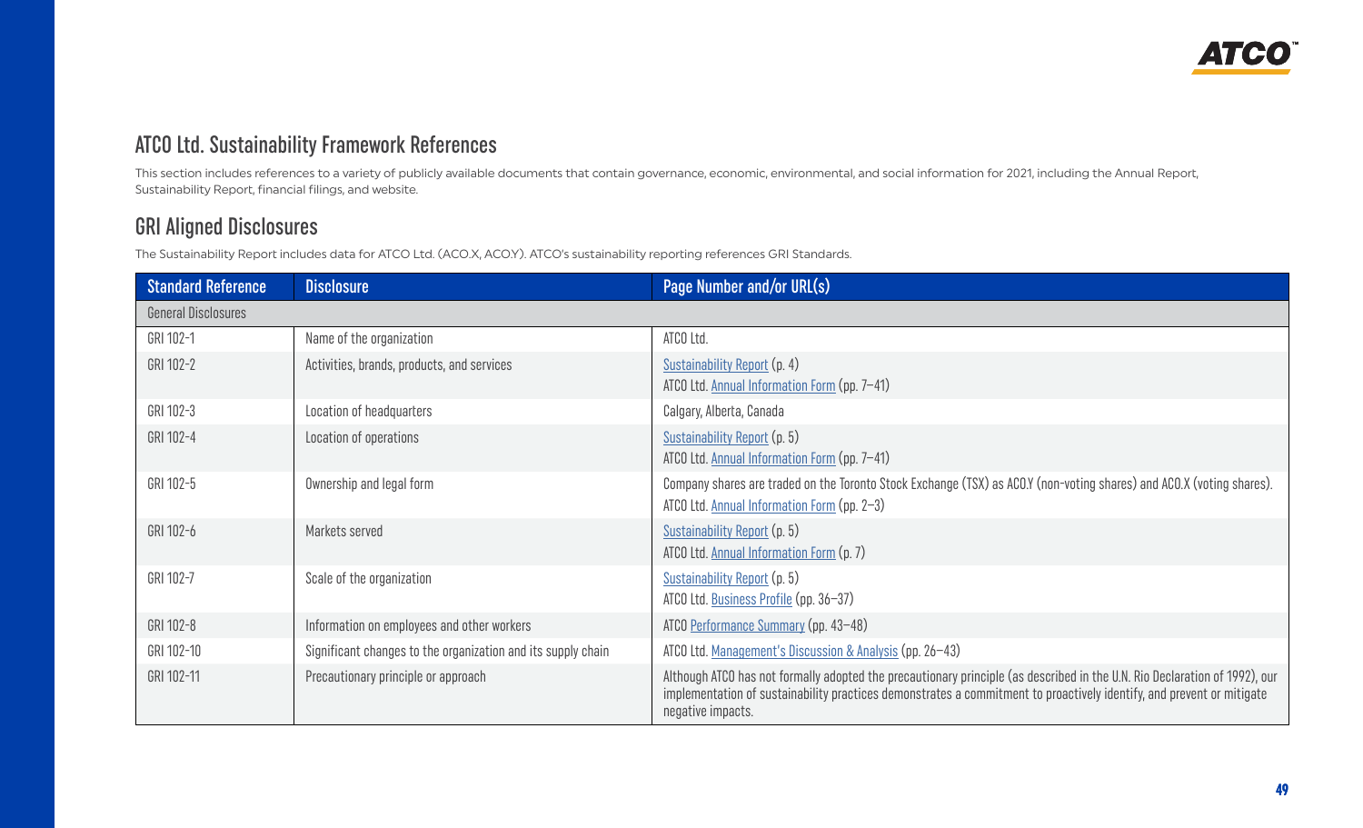## ATCO Ltd. Sustainability Framework References

This section includes references to a variety of publicly available documents that contain governance, economic, environmental, and social information for 2021, including the Annual Report, Sustainability Report, financial filings, and website.

## GRI Aligned Disclosures

The Sustainability Report includes data for ATCO Ltd. (ACO.X, ACO.Y). ATCO's sustainability reporting references GRI Standards.

| Standard Reference | Disclosure | Page Number and/or URL(s) |
|---|---|---|
| General Disclosures | | |
| GRI 102-1 | Name of the organization | ATCO Ltd. |
| GRI 102-2 | Activities, brands, products, and services | Sustainability Report (p. 4)<br>ATCO Ltd. Annual Information Form (pp. 7–41) |
| GRI 102-3 | Location of headquarters | Calgary, Alberta, Canada |
| GRI 102-4 | Location of operations | Sustainability Report (p. 5)<br>ATCO Ltd. Annual Information Form (pp. 7–41) |
| GRI 102-5 | Ownership and legal form | Company shares are traded on the Toronto Stock Exchange (TSX) as ACO.Y (non-voting shares) and ACO.X (voting shares).<br>ATCO Ltd. Annual Information Form (pp. 2–3) |
| GRI 102-6 | Markets served | Sustainability Report (p. 5)<br>ATCO Ltd. Annual Information Form (p. 7) |
| GRI 102-7 | Scale of the organization | Sustainability Report (p. 5)<br>ATCO Ltd. Business Profile (pp. 36–37) |
| GRI 102-8 | Information on employees and other workers | ATCO Performance Summary (pp. 43–48) |
| GRI 102-10 | Significant changes to the organization and its supply chain | ATCO Ltd. Management's Discussion & Analysis (pp. 26–43) |
| GRI 102-11 | Precautionary principle or approach | Although ATCO has not formally adopted the precautionary principle (as described in the U.N. Rio Declaration of 1992), our implementation of sustainability practices demonstrates a commitment to proactively identify, and prevent or mitigate negative impacts. |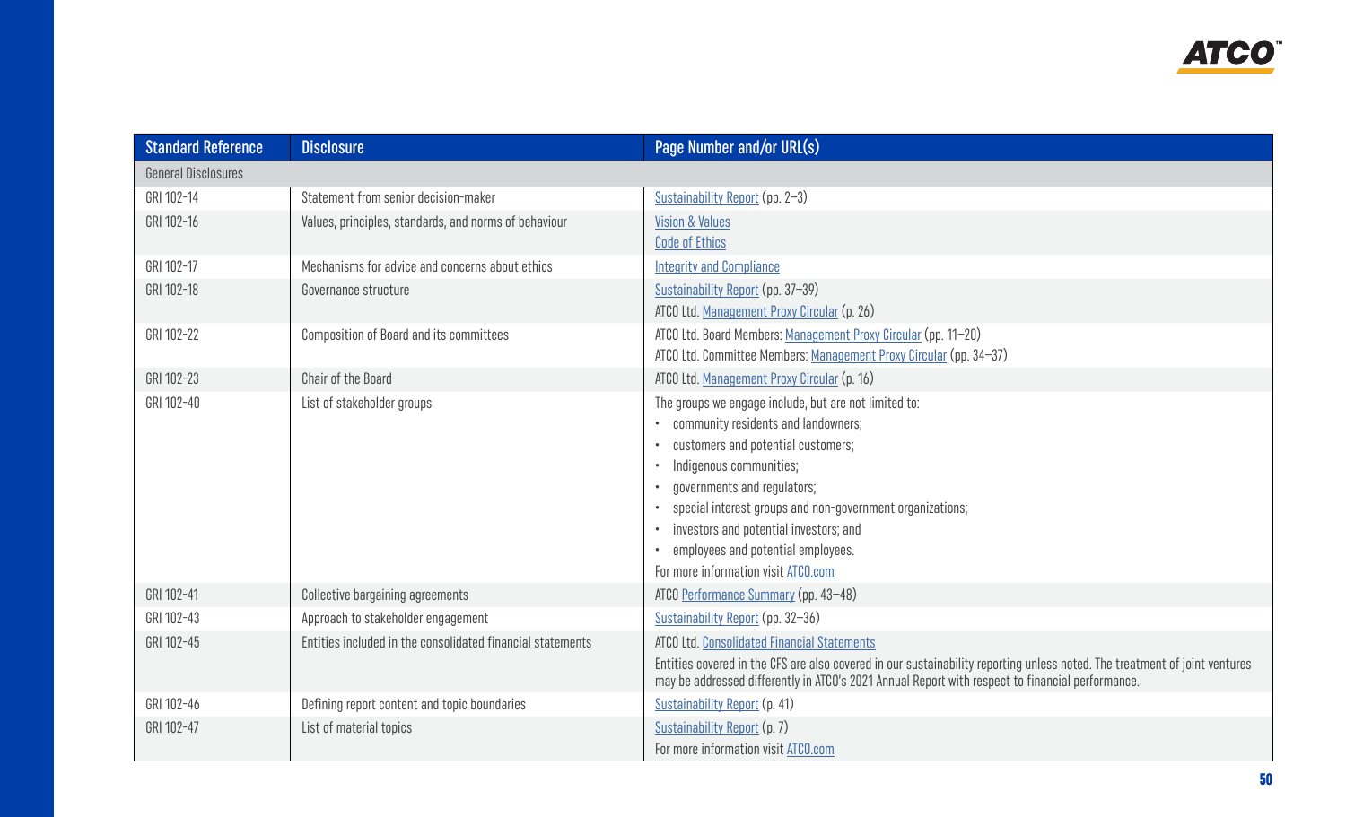| Standard Reference | Disclosure | Page Number and/or URL(s) |
|---|---|---|
| General Disclosures | | |
| GRI 102-14 | Statement from senior decision-maker | Sustainability Report (pp. 2–3) |
| GRI 102-16 | Values, principles, standards, and norms of behaviour | Vision & Values<br>Code of Ethics |
| GRI 102-17 | Mechanisms for advice and concerns about ethics | Integrity and Compliance |
| GRI 102-18 | Governance structure | Sustainability Report (pp. 37–39)<br>ATCO Ltd. Management Proxy Circular (p. 26) |
| GRI 102-22 | Composition of Board and its committees | ATCO Ltd. Board Members: Management Proxy Circular (pp. 11–20)<br>ATCO Ltd. Committee Members: Management Proxy Circular (pp. 34–37) |
| GRI 102-23 | Chair of the Board | ATCO Ltd. Management Proxy Circular (p. 16) |
| GRI 102-40 | List of stakeholder groups | The groups we engage include, but are not limited to:<br>• community residents and landowners;<br>• customers and potential customers;<br>• Indigenous communities;<br>• governments and regulators;<br>• special interest groups and non-government organizations;<br>• investors and potential investors; and<br>• employees and potential employees.<br>For more information visit ATCO.com |
| GRI 102-41 | Collective bargaining agreements | ATCO Performance Summary (pp. 43–48) |
| GRI 102-43 | Approach to stakeholder engagement | Sustainability Report (pp. 32–36) |
| GRI 102-45 | Entities included in the consolidated financial statements | ATCO Ltd. Consolidated Financial Statements<br>Entities covered in the CFS are also covered in our sustainability reporting unless noted. The treatment of joint ventures may be addressed differently in ATCO's 2021 Annual Report with respect to financial performance. |
| GRI 102-46 | Defining report content and topic boundaries | Sustainability Report (p. 41) |
| GRI 102-47 | List of material topics | Sustainability Report (p. 7)<br>For more information visit ATCO.com |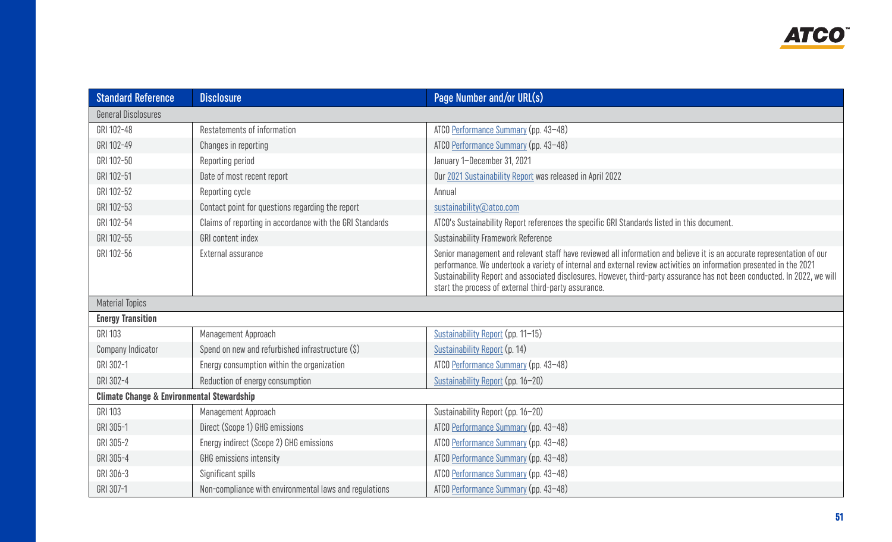| Standard Reference | Disclosure | Page Number and/or URL(s) |
|---|---|---|
| General Disclosures | | |
| GRI 102-48 | Restatements of information | ATCO Performance Summary (pp. 43–48) |
| GRI 102-49 | Changes in reporting | ATCO Performance Summary (pp. 43–48) |
| GRI 102-50 | Reporting period | January 1–December 31, 2021 |
| GRI 102-51 | Date of most recent report | Our 2021 Sustainability Report was released in April 2022 |
| GRI 102-52 | Reporting cycle | Annual |
| GRI 102-53 | Contact point for questions regarding the report | sustainability@atco.com |
| GRI 102-54 | Claims of reporting in accordance with the GRI Standards | ATCO's Sustainability Report references the specific GRI Standards listed in this document. |
| GRI 102-55 | GRI content index | Sustainability Framework Reference |
| GRI 102-56 | External assurance | Senior management and relevant staff have reviewed all information and believe it is an accurate representation of our performance. We undertook a variety of internal and external review activities on information presented in the 2021 Sustainability Report and associated disclosures. However, third-party assurance has not been conducted. In 2022, we will start the process of external third-party assurance. |
| Material Topics | | |
| **Energy Transition** | | |
| GRI 103 | Management Approach | Sustainability Report (pp. 11–15) |
| Company Indicator | Spend on new and refurbished infrastructure ($) | Sustainability Report (p. 14) |
| GRI 302-1 | Energy consumption within the organization | ATCO Performance Summary (pp. 43–48) |
| GRI 302-4 | Reduction of energy consumption | Sustainability Report (pp. 16–20) |
| **Climate Change & Environmental Stewardship** | | |
| GRI 103 | Management Approach | Sustainability Report (pp. 16–20) |
| GRI 305-1 | Direct (Scope 1) GHG emissions | ATCO Performance Summary (pp. 43–48) |
| GRI 305-2 | Energy indirect (Scope 2) GHG emissions | ATCO Performance Summary (pp. 43–48) |
| GRI 305-4 | GHG emissions intensity | ATCO Performance Summary (pp. 43–48) |
| GRI 306-3 | Significant spills | ATCO Performance Summary (pp. 43–48) |
| GRI 307-1 | Non-compliance with environmental laws and regulations | ATCO Performance Summary (pp. 43–48) |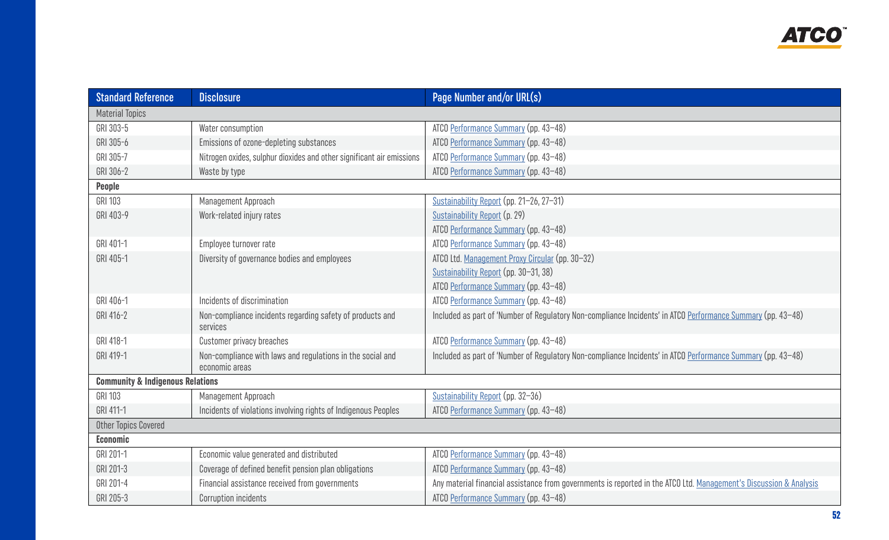| Standard Reference | Disclosure | Page Number and/or URL(s) |
|---|---|---|
| Material Topics | | |
| GRI 303-5 | Water consumption | ATCO Performance Summary (pp. 43–48) |
| GRI 305-6 | Emissions of ozone-depleting substances | ATCO Performance Summary (pp. 43–48) |
| GRI 305-7 | Nitrogen oxides, sulphur dioxides and other significant air emissions | ATCO Performance Summary (pp. 43–48) |
| GRI 306-2 | Waste by type | ATCO Performance Summary (pp. 43–48) |
| **People** | | |
| GRI 103 | Management Approach | Sustainability Report (pp. 21–26, 27–31) |
| GRI 403-9 | Work-related injury rates | Sustainability Report (p. 29)<br>ATCO Performance Summary (pp. 43–48) |
| GRI 401-1 | Employee turnover rate | ATCO Performance Summary (pp. 43–48) |
| GRI 405-1 | Diversity of governance bodies and employees | ATCO Ltd. Management Proxy Circular (pp. 30–32)<br>Sustainability Report (pp. 30–31, 38)<br>ATCO Performance Summary (pp. 43–48) |
| GRI 406-1 | Incidents of discrimination | ATCO Performance Summary (pp. 43–48) |
| GRI 416-2 | Non-compliance incidents regarding safety of products and services | Included as part of 'Number of Regulatory Non-compliance Incidents' in ATCO Performance Summary (pp. 43–48) |
| GRI 418-1 | Customer privacy breaches | ATCO Performance Summary (pp. 43–48) |
| GRI 419-1 | Non-compliance with laws and regulations in the social and economic areas | Included as part of 'Number of Regulatory Non-compliance Incidents' in ATCO Performance Summary (pp. 43–48) |
| **Community & Indigenous Relations** | | |
| GRI 103 | Management Approach | Sustainability Report (pp. 32–36) |
| GRI 411-1 | Incidents of violations involving rights of Indigenous Peoples | ATCO Performance Summary (pp. 43–48) |
| Other Topics Covered | | |
| **Economic** | | |
| GRI 201-1 | Economic value generated and distributed | ATCO Performance Summary (pp. 43–48) |
| GRI 201-3 | Coverage of defined benefit pension plan obligations | ATCO Performance Summary (pp. 43–48) |
| GRI 201-4 | Financial assistance received from governments | Any material financial assistance from governments is reported in the ATCO Ltd. Management's Discussion & Analysis |
| GRI 205-3 | Corruption incidents | ATCO Performance Summary (pp. 43–48) |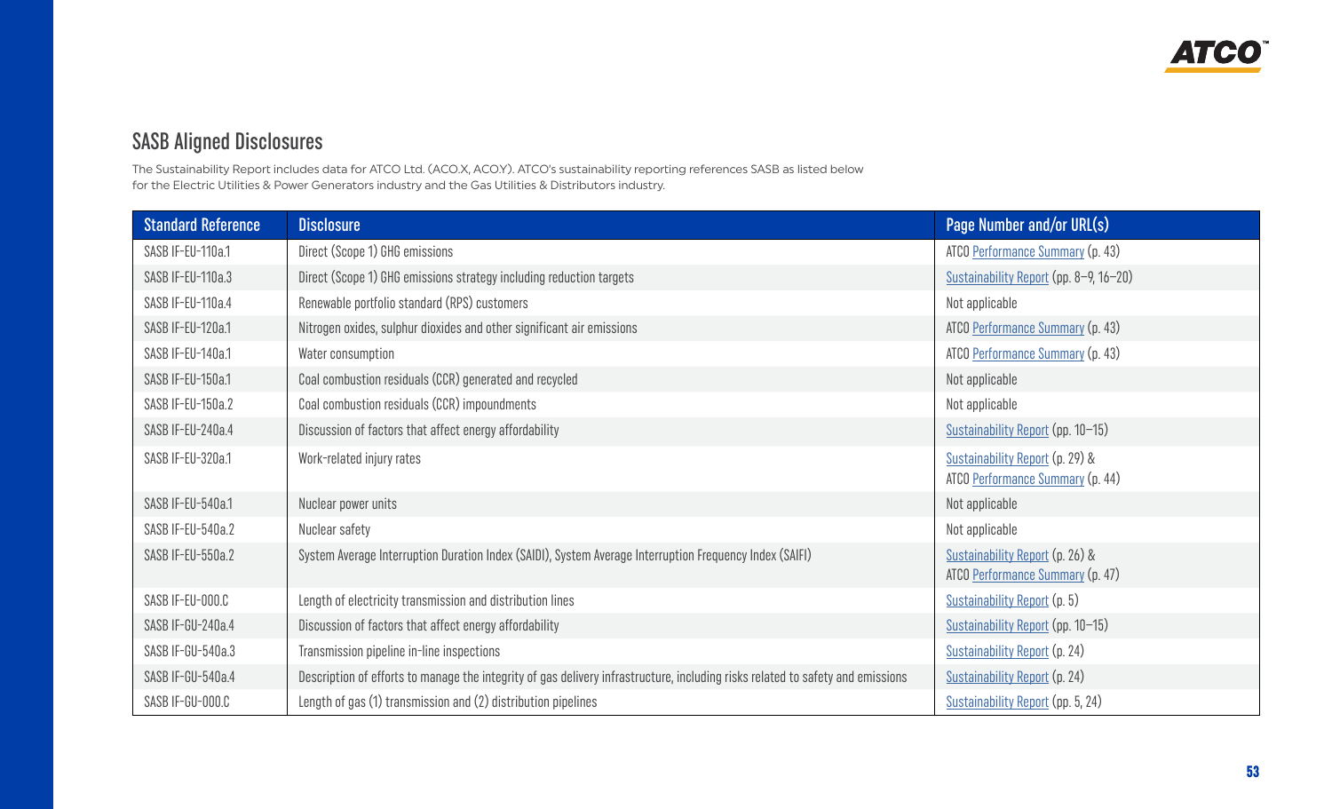## SASB Aligned Disclosures

The Sustainability Report includes data for ATCO Ltd. (ACO.X, ACO.Y). ATCO's sustainability reporting references SASB as listed below for the Electric Utilities & Power Generators industry and the Gas Utilities & Distributors industry.

| Standard Reference | Disclosure | Page Number and/or URL(s) |
|---|---|---|
| SASB IF-EU-110a.1 | Direct (Scope 1) GHG emissions | ATCO Performance Summary (p. 43) |
| SASB IF-EU-110a.3 | Direct (Scope 1) GHG emissions strategy including reduction targets | Sustainability Report (pp. 8–9, 16–20) |
| SASB IF-EU-110a.4 | Renewable portfolio standard (RPS) customers | Not applicable |
| SASB IF-EU-120a.1 | Nitrogen oxides, sulphur dioxides and other significant air emissions | ATCO Performance Summary (p. 43) |
| SASB IF-EU-140a.1 | Water consumption | ATCO Performance Summary (p. 43) |
| SASB IF-EU-150a.1 | Coal combustion residuals (CCR) generated and recycled | Not applicable |
| SASB IF-EU-150a.2 | Coal combustion residuals (CCR) impoundments | Not applicable |
| SASB IF-EU-240a.4 | Discussion of factors that affect energy affordability | Sustainability Report (pp. 10–15) |
| SASB IF-EU-320a.1 | Work-related injury rates | Sustainability Report (p. 29) & ATCO Performance Summary (p. 44) |
| SASB IF-EU-540a.1 | Nuclear power units | Not applicable |
| SASB IF-EU-540a.2 | Nuclear safety | Not applicable |
| SASB IF-EU-550a.2 | System Average Interruption Duration Index (SAIDI), System Average Interruption Frequency Index (SAIFI) | Sustainability Report (p. 26) & ATCO Performance Summary (p. 47) |
| SASB IF-EU-000.C | Length of electricity transmission and distribution lines | Sustainability Report (p. 5) |
| SASB IF-GU-240a.4 | Discussion of factors that affect energy affordability | Sustainability Report (pp. 10–15) |
| SASB IF-GU-540a.3 | Transmission pipeline in-line inspections | Sustainability Report (p. 24) |
| SASB IF-GU-540a.4 | Description of efforts to manage the integrity of gas delivery infrastructure, including risks related to safety and emissions | Sustainability Report (p. 24) |
| SASB IF-GU-000.C | Length of gas (1) transmission and (2) distribution pipelines | Sustainability Report (pp. 5, 24) |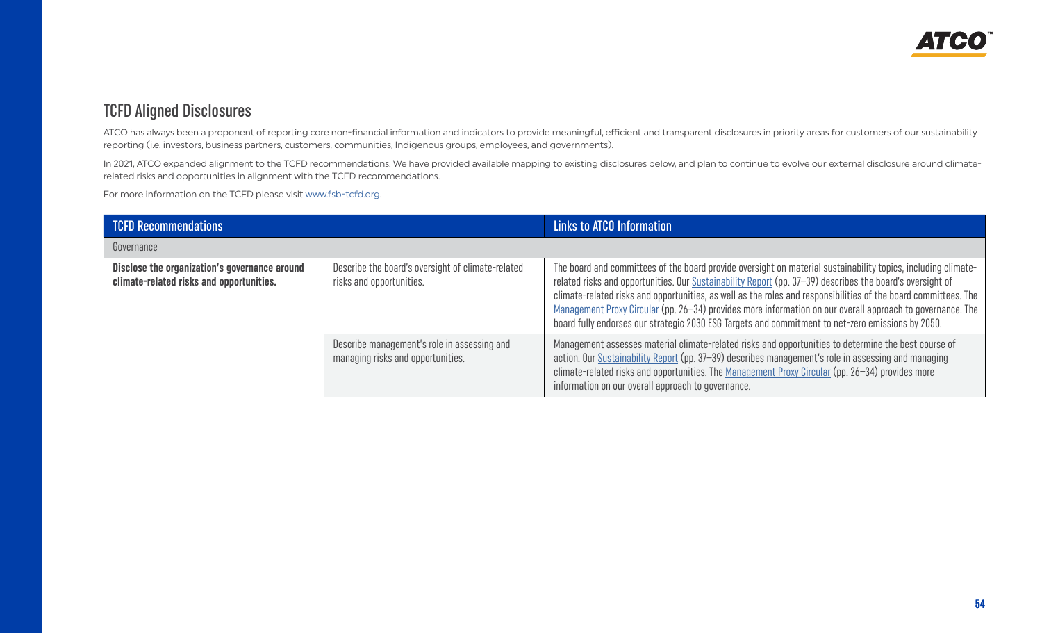# TCFD Aligned Disclosures

ATCO has always been a proponent of reporting core non-financial information and indicators to provide meaningful, efficient and transparent disclosures in priority areas for customers of our sustainability reporting (i.e. investors, business partners, customers, communities, Indigenous groups, employees, and governments).

In 2021, ATCO expanded alignment to the TCFD recommendations. We have provided available mapping to existing disclosures below, and plan to continue to evolve our external disclosure around climate-related risks and opportunities in alignment with the TCFD recommendations.

For more information on the TCFD please visit [www.fsb-tcfd.org](www.fsb-tcfd.org).

| TCFD Recommendations | | Links to ATCO Information |
|---|---|---|
| Governance | | |
| **Disclose the organization's governance around climate-related risks and opportunities.** | Describe the board's oversight of climate-related risks and opportunities. | The board and committees of the board provide oversight on material sustainability topics, including climate-related risks and opportunities. Our Sustainability Report (pp. 37–39) describes the board's oversight of climate-related risks and opportunities, as well as the roles and responsibilities of the board committees. The Management Proxy Circular (pp. 26–34) provides more information on our overall approach to governance. The board fully endorses our strategic 2030 ESG Targets and commitment to net-zero emissions by 2050. |
| | Describe management's role in assessing and managing risks and opportunities. | Management assesses material climate-related risks and opportunities to determine the best course of action. Our Sustainability Report (pp. 37–39) describes management's role in assessing and managing climate-related risks and opportunities. The Management Proxy Circular (pp. 26–34) provides more information on our overall approach to governance. |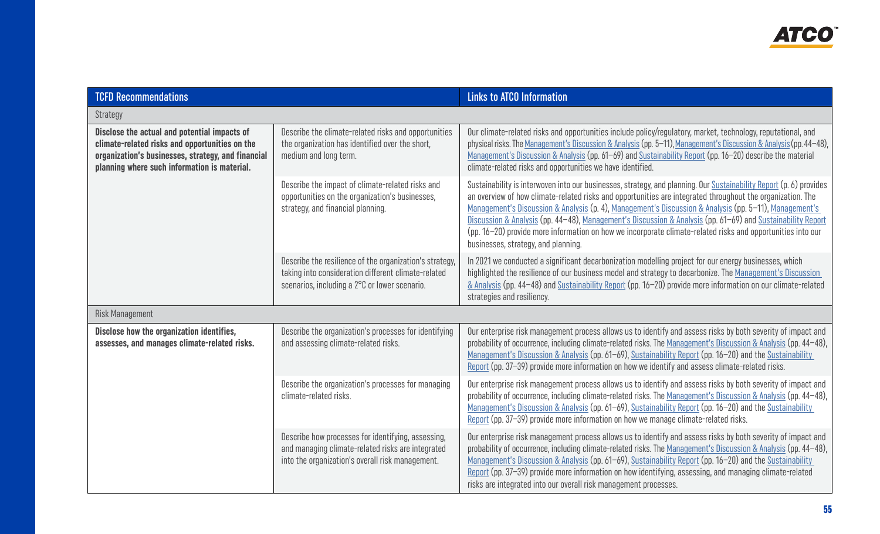| TCFD Recommendations | | Links to ATCO Information |
|---|---|---|
| Strategy | | |
| **Disclose the actual and potential impacts of climate-related risks and opportunities on the organization's businesses, strategy, and financial planning where such information is material.** | Describe the climate-related risks and opportunities the organization has identified over the short, medium and long term. | Our climate-related risks and opportunities include policy/regulatory, market, technology, reputational, and physical risks. The Management's Discussion & Analysis (pp. 5–11), Management's Discussion & Analysis (pp. 44–48), Management's Discussion & Analysis (pp. 61–69) and Sustainability Report (pp. 16–20) describe the material climate-related risks and opportunities we have identified. |
| | Describe the impact of climate-related risks and opportunities on the organization's businesses, strategy, and financial planning. | Sustainability is interwoven into our businesses, strategy, and planning. Our Sustainability Report (p. 6) provides an overview of how climate-related risks and opportunities are integrated throughout the organization. The Management's Discussion & Analysis (p. 4), Management's Discussion & Analysis (pp. 5–11), Management's Discussion & Analysis (pp. 44–48), Management's Discussion & Analysis (pp. 61–69) and Sustainability Report (pp. 16–20) provide more information on how we incorporate climate-related risks and opportunities into our businesses, strategy, and planning. |
| | Describe the resilience of the organization's strategy, taking into consideration different climate-related scenarios, including a 2°C or lower scenario. | In 2021 we conducted a significant decarbonization modelling project for our energy businesses, which highlighted the resilience of our business model and strategy to decarbonize. The Management's Discussion & Analysis (pp. 44–48) and Sustainability Report (pp. 16–20) provide more information on our climate-related strategies and resiliency. |
| Risk Management | | |
| **Disclose how the organization identifies, assesses, and manages climate-related risks.** | Describe the organization's processes for identifying and assessing climate-related risks. | Our enterprise risk management process allows us to identify and assess risks by both severity of impact and probability of occurrence, including climate-related risks. The Management's Discussion & Analysis (pp. 44–48), Management's Discussion & Analysis (pp. 61–69), Sustainability Report (pp. 16–20) and the Sustainability Report (pp. 37–39) provide more information on how we identify and assess climate-related risks. |
| | Describe the organization's processes for managing climate-related risks. | Our enterprise risk management process allows us to identify and assess risks by both severity of impact and probability of occurrence, including climate-related risks. The Management's Discussion & Analysis (pp. 44–48), Management's Discussion & Analysis (pp. 61–69), Sustainability Report (pp. 16–20) and the Sustainability Report (pp. 37–39) provide more information on how we manage climate-related risks. |
| | Describe how processes for identifying, assessing, and managing climate-related risks are integrated into the organization's overall risk management. | Our enterprise risk management process allows us to identify and assess risks by both severity of impact and probability of occurrence, including climate-related risks. The Management's Discussion & Analysis (pp. 44–48), Management's Discussion & Analysis (pp. 61–69), Sustainability Report (pp. 16–20) and the Sustainability Report (pp. 37–39) provide more information on how identifying, assessing, and managing climate-related risks are integrated into our overall risk management processes. |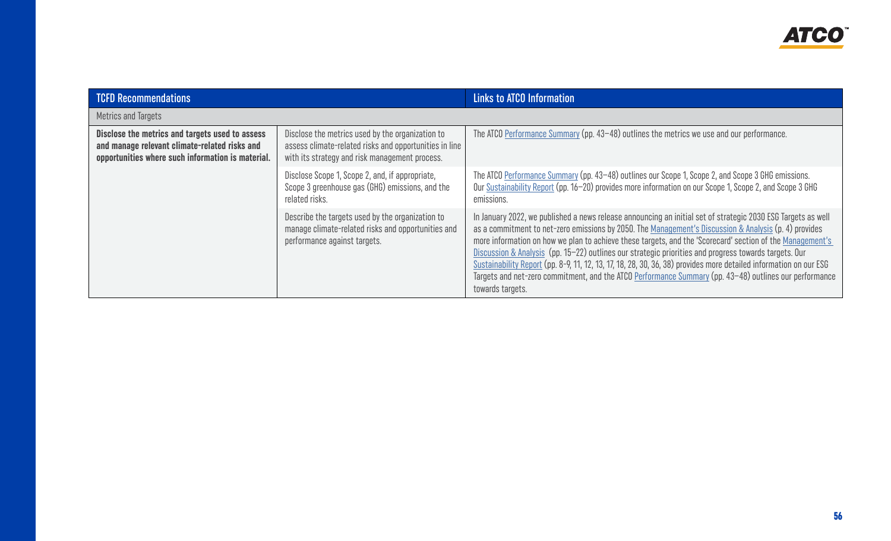| TCFD Recommendations | | Links to ATCO Information |
|---|---|---|
| Metrics and Targets | | |
| **Disclose the metrics and targets used to assess and manage relevant climate-related risks and opportunities where such information is material.** | Disclose the metrics used by the organization to assess climate-related risks and opportunities in line with its strategy and risk management process. | The ATCO Performance Summary (pp. 43–48) outlines the metrics we use and our performance. |
| | Disclose Scope 1, Scope 2, and, if appropriate, Scope 3 greenhouse gas (GHG) emissions, and the related risks. | The ATCO Performance Summary (pp. 43–48) outlines our Scope 1, Scope 2, and Scope 3 GHG emissions. Our Sustainability Report (pp. 16–20) provides more information on our Scope 1, Scope 2, and Scope 3 GHG emissions. |
| | Describe the targets used by the organization to manage climate-related risks and opportunities and performance against targets. | In January 2022, we published a news release announcing an initial set of strategic 2030 ESG Targets as well as a commitment to net-zero emissions by 2050. The Management's Discussion & Analysis (p. 4) provides more information on how we plan to achieve these targets, and the 'Scorecard' section of the Management's Discussion & Analysis (pp. 15–22) outlines our strategic priorities and progress towards targets. Our Sustainability Report (pp. 8-9, 11, 12, 13, 17, 18, 28, 30, 36, 38) provides more detailed information on our ESG Targets and net-zero commitment, and the ATCO Performance Summary (pp. 43–48) outlines our performance towards targets. |